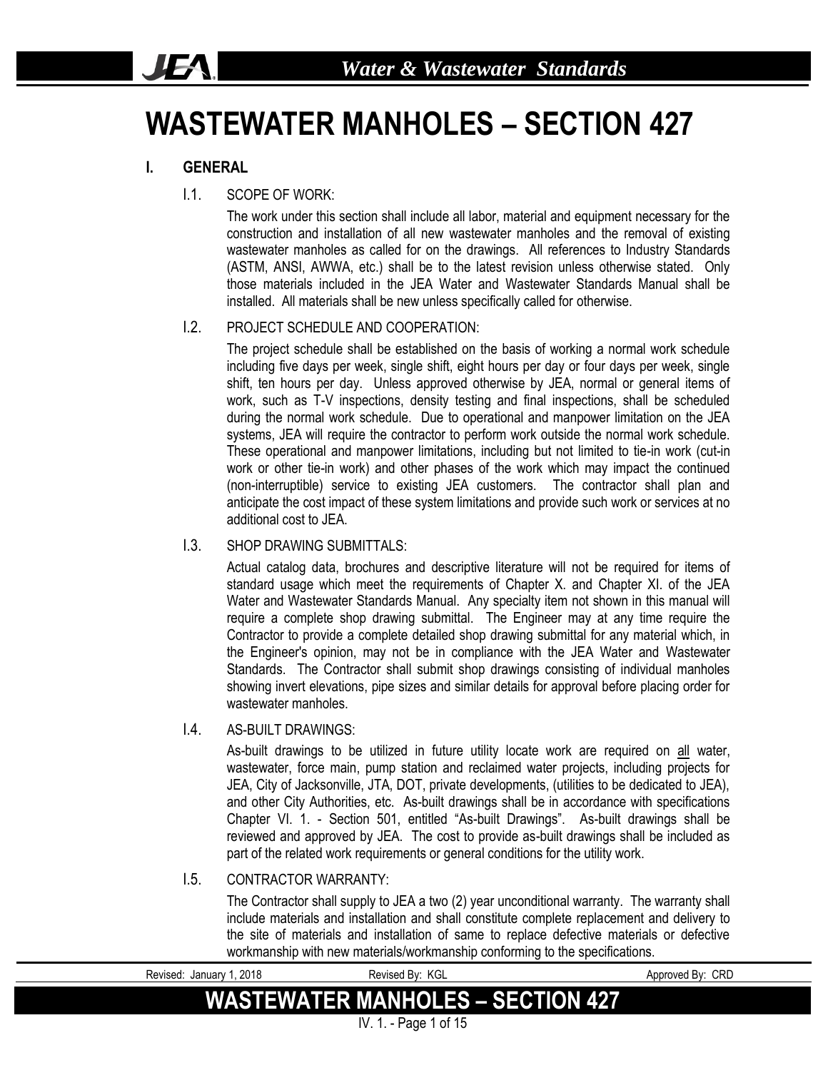# WASTEWATER MANHOLES – SECTION 427

## I. GENERAL

### I.1. SCOPE OF WORK:

The work under this section shall include all labor, material and equipment necessary for the construction and installation of all new wastewater manholes and the removal of existing wastewater manholes as called for on the drawings. All references to Industry Standards (ASTM, ANSI, AWWA, etc.) shall be to the latest revision unless otherwise stated. Only those materials included in the JEA Water and Wastewater Standards Manual shall be installed. All materials shall be new unless specifically called for otherwise.

### I.2. PROJECT SCHEDULE AND COOPERATION:

The project schedule shall be established on the basis of working a normal work schedule including five days per week, single shift, eight hours per day or four days per week, single shift, ten hours per day. Unless approved otherwise by JEA, normal or general items of work, such as T-V inspections, density testing and final inspections, shall be scheduled during the normal work schedule. Due to operational and manpower limitation on the JEA systems, JEA will require the contractor to perform work outside the normal work schedule. These operational and manpower limitations, including but not limited to tie-in work (cut-in work or other tie-in work) and other phases of the work which may impact the continued (non-interruptible) service to existing JEA customers. The contractor shall plan and anticipate the cost impact of these system limitations and provide such work or services at no additional cost to JEA.

### I.3. SHOP DRAWING SUBMITTALS:

Actual catalog data, brochures and descriptive literature will not be required for items of standard usage which meet the requirements of Chapter X. and Chapter XI. of the JEA Water and Wastewater Standards Manual. Any specialty item not shown in this manual will require a complete shop drawing submittal. The Engineer may at any time require the Contractor to provide a complete detailed shop drawing submittal for any material which, in the Engineer's opinion, may not be in compliance with the JEA Water and Wastewater Standards. The Contractor shall submit shop drawings consisting of individual manholes showing invert elevations, pipe sizes and similar details for approval before placing order for wastewater manholes.

### I.4. AS-BUILT DRAWINGS:

As-built drawings to be utilized in future utility locate work are required on all water, wastewater, force main, pump station and reclaimed water projects, including projects for JEA, City of Jacksonville, JTA, DOT, private developments, (utilities to be dedicated to JEA), and other City Authorities, etc. As-built drawings shall be in accordance with specifications Chapter VI. 1. - Section 501, entitled "As-built Drawings". As-built drawings shall be reviewed and approved by JEA. The cost to provide as-built drawings shall be included as part of the related work requirements or general conditions for the utility work.

### I.5. CONTRACTOR WARRANTY:

The Contractor shall supply to JEA a two (2) year unconditional warranty. The warranty shall include materials and installation and shall constitute complete replacement and delivery to the site of materials and installation of same to replace defective materials or defective workmanship with new materials/workmanship conforming to the specifications.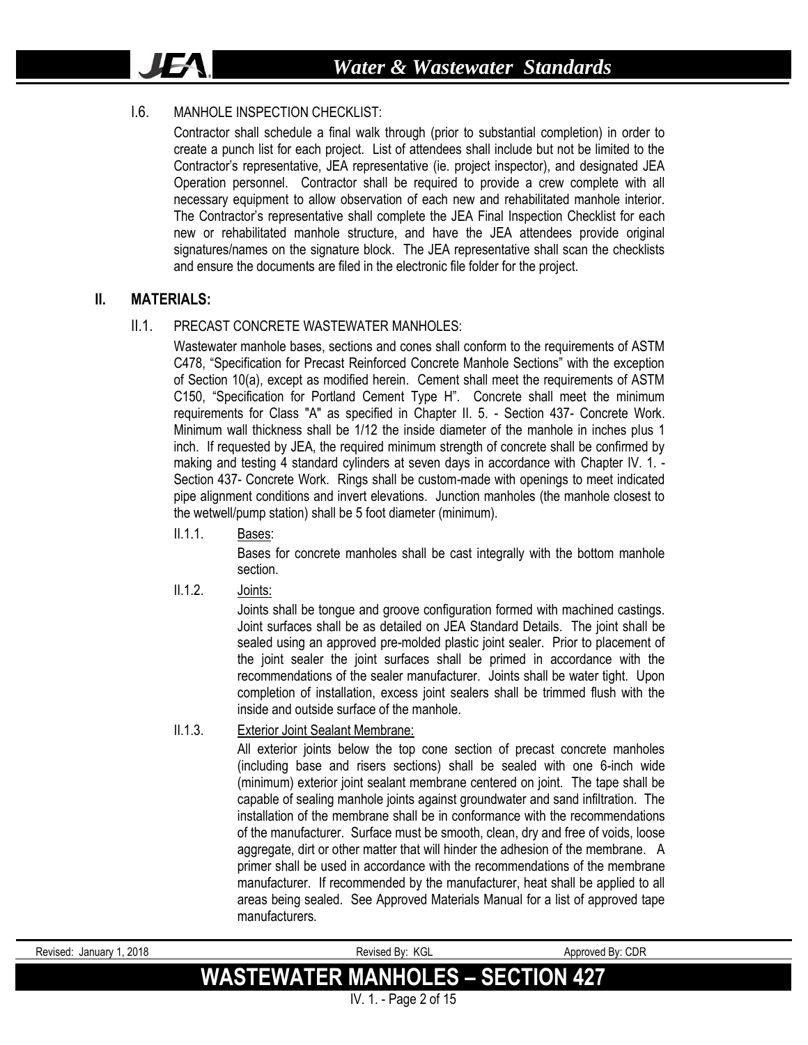### I.6. MANHOLE INSPECTION CHECKLIST:

Contractor shall schedule a final walk through (prior to substantial completion) in order to create a punch list for each project. List of attendees shall include but not be limited to the Contractor's representative, JEA representative (ie. project inspector), and designated JEA Operation personnel. Contractor shall be required to provide a crew complete with all necessary equipment to allow observation of each new and rehabilitated manhole interior. The Contractor's representative shall complete the JEA Final Inspection Checklist for each new or rehabilitated manhole structure, and have the JEA attendees provide original signatures/names on the signature block. The JEA representative shall scan the checklists and ensure the documents are filed in the electronic file folder for the project.

## II. MATERIALS:

### II.1. PRECAST CONCRETE WASTEWATER MANHOLES:

Wastewater manhole bases, sections and cones shall conform to the requirements of ASTM C478, "Specification for Precast Reinforced Concrete Manhole Sections" with the exception of Section 10(a), except as modified herein. Cement shall meet the requirements of ASTM C150, "Specification for Portland Cement Type H". Concrete shall meet the minimum requirements for Class "A" as specified in Chapter II. 5. - Section 437- Concrete Work. Minimum wall thickness shall be 1/12 the inside diameter of the manhole in inches plus 1 inch. If requested by JEA, the required minimum strength of concrete shall be confirmed by making and testing 4 standard cylinders at seven days in accordance with Chapter IV. 1. - Section 437- Concrete Work. Rings shall be custom-made with openings to meet indicated pipe alignment conditions and invert elevations. Junction manholes (the manhole closest to the wetwell/pump station) shall be 5 foot diameter (minimum).

#### II.1.1. Bases:

Bases for concrete manholes shall be cast integrally with the bottom manhole section.

#### II.1.2. Joints:

Joints shall be tongue and groove configuration formed with machined castings. Joint surfaces shall be as detailed on JEA Standard Details. The joint shall be sealed using an approved pre-molded plastic joint sealer. Prior to placement of the joint sealer the joint surfaces shall be primed in accordance with the recommendations of the sealer manufacturer. Joints shall be water tight. Upon completion of installation, excess joint sealers shall be trimmed flush with the inside and outside surface of the manhole.

#### II.1.3. Exterior Joint Sealant Membrane:

All exterior joints below the top cone section of precast concrete manholes (including base and risers sections) shall be sealed with one 6-inch wide (minimum) exterior joint sealant membrane centered on joint. The tape shall be capable of sealing manhole joints against groundwater and sand infiltration. The installation of the membrane shall be in conformance with the recommendations of the manufacturer. Surface must be smooth, clean, dry and free of voids, loose aggregate, dirt or other matter that will hinder the adhesion of the membrane. A primer shall be used in accordance with the recommendations of the membrane manufacturer. If recommended by the manufacturer, heat shall be applied to all areas being sealed. See Approved Materials Manual for a list of approved tape manufacturers.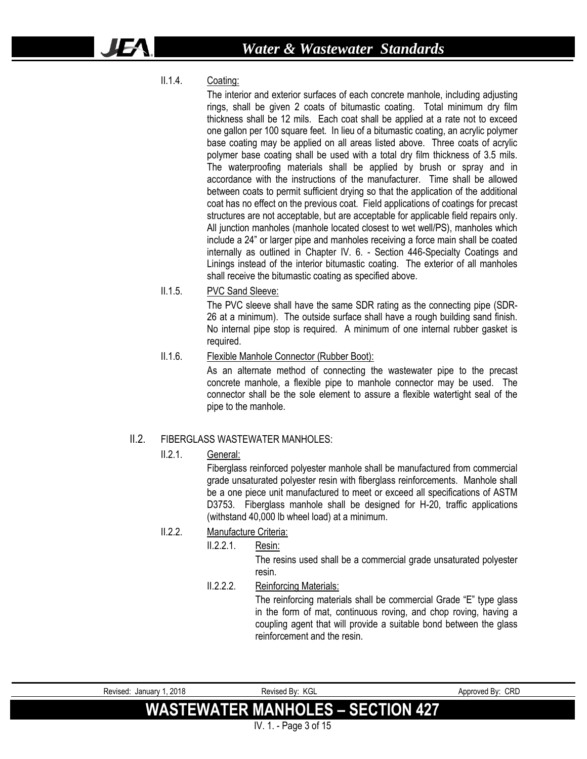II.1.4. Coating:

The interior and exterior surfaces of each concrete manhole, including adjusting rings, shall be given 2 coats of bitumastic coating. Total minimum dry film thickness shall be 12 mils. Each coat shall be applied at a rate not to exceed one gallon per 100 square feet. In lieu of a bitumastic coating, an acrylic polymer base coating may be applied on all areas listed above. Three coats of acrylic polymer base coating shall be used with a total dry film thickness of 3.5 mils. The waterproofing materials shall be applied by brush or spray and in accordance with the instructions of the manufacturer. Time shall be allowed between coats to permit sufficient drying so that the application of the additional coat has no effect on the previous coat. Field applications of coatings for precast structures are not acceptable, but are acceptable for applicable field repairs only. All junction manholes (manhole located closest to wet well/PS), manholes which include a 24" or larger pipe and manholes receiving a force main shall be coated internally as outlined in Chapter IV. 6. - Section 446-Specialty Coatings and Linings instead of the interior bitumastic coating. The exterior of all manholes shall receive the bitumastic coating as specified above.

II.1.5. PVC Sand Sleeve:

The PVC sleeve shall have the same SDR rating as the connecting pipe (SDR-26 at a minimum). The outside surface shall have a rough building sand finish. No internal pipe stop is required. A minimum of one internal rubber gasket is required.

II.1.6. Flexible Manhole Connector (Rubber Boot):

As an alternate method of connecting the wastewater pipe to the precast concrete manhole, a flexible pipe to manhole connector may be used. The connector shall be the sole element to assure a flexible watertight seal of the pipe to the manhole.

## II.2. FIBERGLASS WASTEWATER MANHOLES:

II.2.1. General:

Fiberglass reinforced polyester manhole shall be manufactured from commercial grade unsaturated polyester resin with fiberglass reinforcements. Manhole shall be a one piece unit manufactured to meet or exceed all specifications of ASTM D3753. Fiberglass manhole shall be designed for H-20, traffic applications (withstand 40,000 lb wheel load) at a minimum.

II.2.2. Manufacture Criteria:

II.2.2.1. Resin:

The resins used shall be a commercial grade unsaturated polyester resin.

II.2.2.2. Reinforcing Materials:

The reinforcing materials shall be commercial Grade "E" type glass in the form of mat, continuous roving, and chop roving, having a coupling agent that will provide a suitable bond between the glass reinforcement and the resin.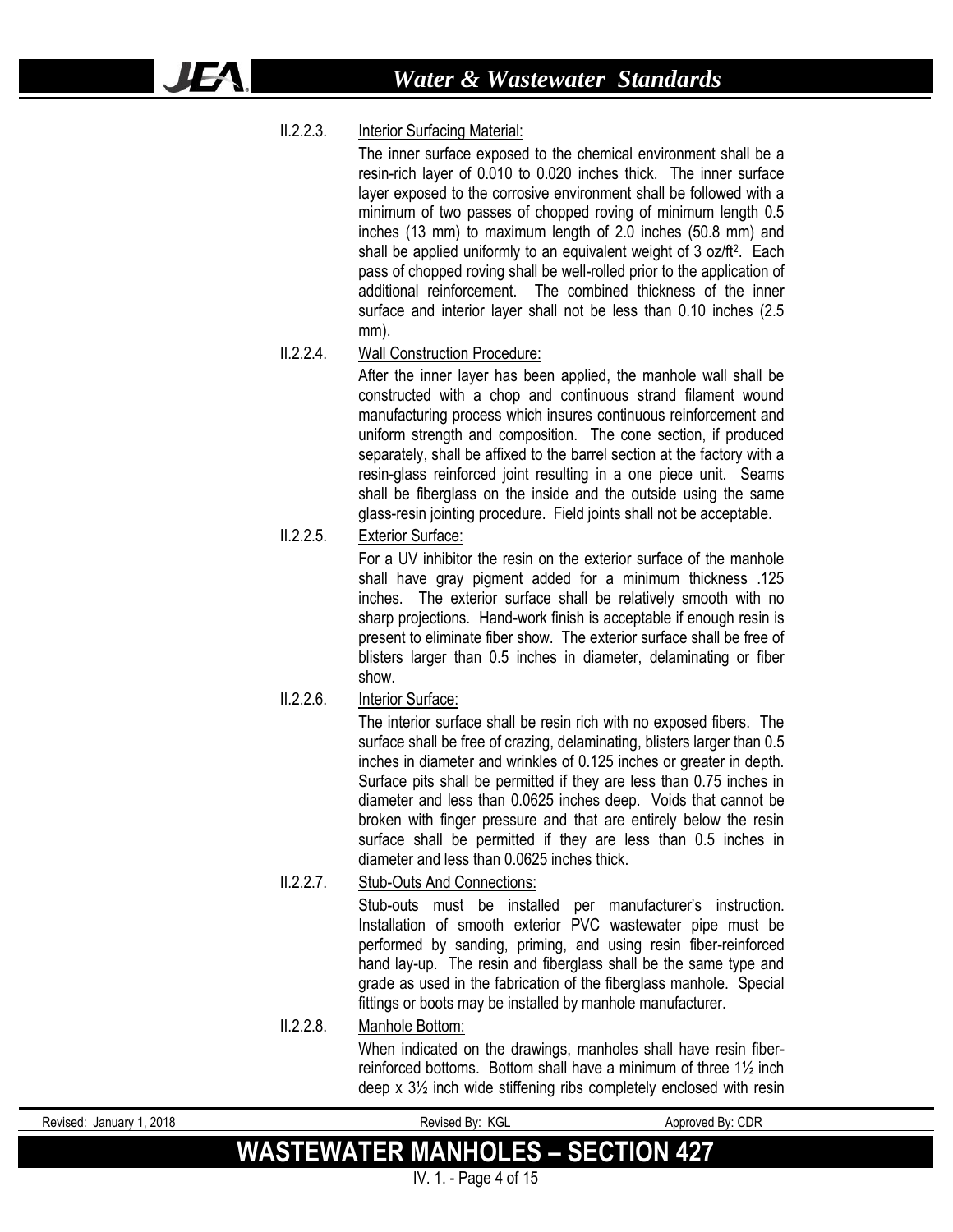II.2.2.3. Interior Surfacing Material:

The inner surface exposed to the chemical environment shall be a resin-rich layer of 0.010 to 0.020 inches thick. The inner surface layer exposed to the corrosive environment shall be followed with a minimum of two passes of chopped roving of minimum length 0.5 inches (13 mm) to maximum length of 2.0 inches (50.8 mm) and shall be applied uniformly to an equivalent weight of 3 oz/ft$^2$. Each pass of chopped roving shall be well-rolled prior to the application of additional reinforcement. The combined thickness of the inner surface and interior layer shall not be less than 0.10 inches (2.5 mm).

II.2.2.4. Wall Construction Procedure:

After the inner layer has been applied, the manhole wall shall be constructed with a chop and continuous strand filament wound manufacturing process which insures continuous reinforcement and uniform strength and composition. The cone section, if produced separately, shall be affixed to the barrel section at the factory with a resin-glass reinforced joint resulting in a one piece unit. Seams shall be fiberglass on the inside and the outside using the same glass-resin jointing procedure. Field joints shall not be acceptable.

II.2.2.5. Exterior Surface:

For a UV inhibitor the resin on the exterior surface of the manhole shall have gray pigment added for a minimum thickness .125 inches. The exterior surface shall be relatively smooth with no sharp projections. Hand-work finish is acceptable if enough resin is present to eliminate fiber show. The exterior surface shall be free of blisters larger than 0.5 inches in diameter, delaminating or fiber show.

II.2.2.6. Interior Surface:

The interior surface shall be resin rich with no exposed fibers. The surface shall be free of crazing, delaminating, blisters larger than 0.5 inches in diameter and wrinkles of 0.125 inches or greater in depth. Surface pits shall be permitted if they are less than 0.75 inches in diameter and less than 0.0625 inches deep. Voids that cannot be broken with finger pressure and that are entirely below the resin surface shall be permitted if they are less than 0.5 inches in diameter and less than 0.0625 inches thick.

II.2.2.7. Stub-Outs And Connections:

Stub-outs must be installed per manufacturer's instruction. Installation of smooth exterior PVC wastewater pipe must be performed by sanding, priming, and using resin fiber-reinforced hand lay-up. The resin and fiberglass shall be the same type and grade as used in the fabrication of the fiberglass manhole. Special fittings or boots may be installed by manhole manufacturer.

II.2.2.8. Manhole Bottom:

When indicated on the drawings, manholes shall have resin fiber-reinforced bottoms. Bottom shall have a minimum of three 1½ inch deep x 3½ inch wide stiffening ribs completely enclosed with resin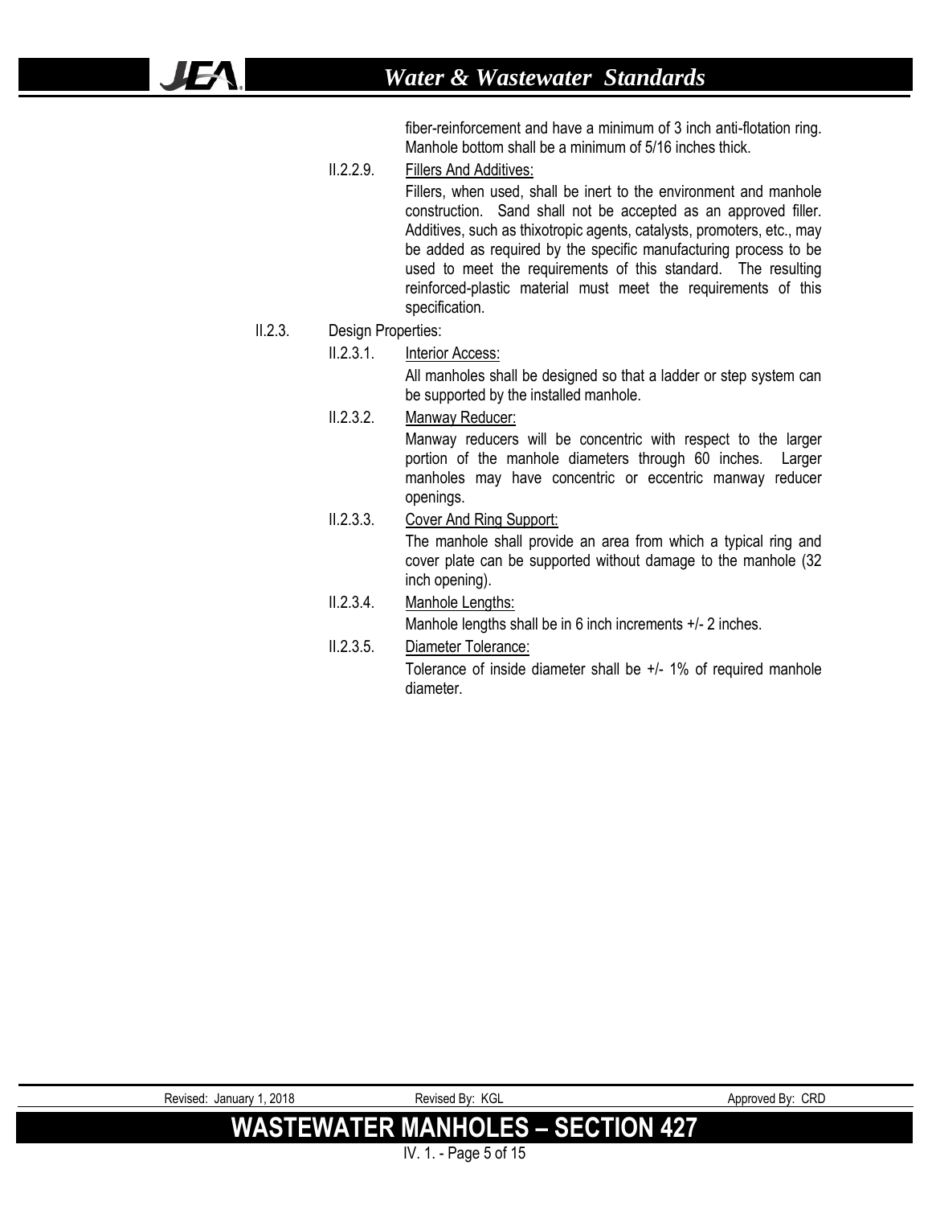fiber-reinforcement and have a minimum of 3 inch anti-flotation ring. Manhole bottom shall be a minimum of 5/16 inches thick.

II.2.2.9. Fillers And Additives:

Fillers, when used, shall be inert to the environment and manhole construction. Sand shall not be accepted as an approved filler. Additives, such as thixotropic agents, catalysts, promoters, etc., may be added as required by the specific manufacturing process to be used to meet the requirements of this standard. The resulting reinforced-plastic material must meet the requirements of this specification.

II.2.3. Design Properties:

II.2.3.1. Interior Access:

All manholes shall be designed so that a ladder or step system can be supported by the installed manhole.

II.2.3.2. Manway Reducer:

Manway reducers will be concentric with respect to the larger portion of the manhole diameters through 60 inches. Larger manholes may have concentric or eccentric manway reducer openings.

II.2.3.3. Cover And Ring Support:

The manhole shall provide an area from which a typical ring and cover plate can be supported without damage to the manhole (32 inch opening).

II.2.3.4. Manhole Lengths:

Manhole lengths shall be in 6 inch increments +/- 2 inches.

II.2.3.5. Diameter Tolerance:

Tolerance of inside diameter shall be +/- 1% of required manhole diameter.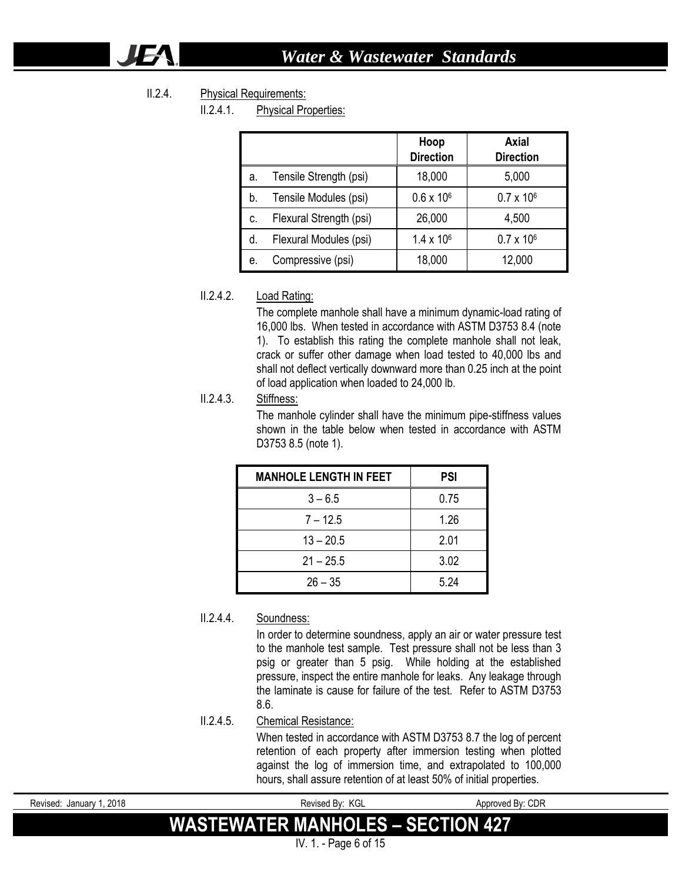II.2.4. Physical Requirements:

II.2.4.1. Physical Properties:

| | Hoop Direction | Axial Direction |
|---|---|---|
| a. Tensile Strength (psi) | 18,000 | 5,000 |
| b. Tensile Modules (psi) | $0.6 \times 10^6$ | $0.7 \times 10^6$ |
| c. Flexural Strength (psi) | 26,000 | 4,500 |
| d. Flexural Modules (psi) | $1.4 \times 10^6$ | $0.7 \times 10^6$ |
| e. Compressive (psi) | 18,000 | 12,000 |

II.2.4.2. Load Rating:

The complete manhole shall have a minimum dynamic-load rating of 16,000 lbs. When tested in accordance with ASTM D3753 8.4 (note 1). To establish this rating the complete manhole shall not leak, crack or suffer other damage when load tested to 40,000 lbs and shall not deflect vertically downward more than 0.25 inch at the point of load application when loaded to 24,000 lb.

II.2.4.3. Stiffness:

The manhole cylinder shall have the minimum pipe-stiffness values shown in the table below when tested in accordance with ASTM D3753 8.5 (note 1).

| MANHOLE LENGTH IN FEET | PSI |
|---|---|
| 3 – 6.5 | 0.75 |
| 7 – 12.5 | 1.26 |
| 13 – 20.5 | 2.01 |
| 21 – 25.5 | 3.02 |
| 26 – 35 | 5.24 |

II.2.4.4. Soundness:

In order to determine soundness, apply an air or water pressure test to the manhole test sample. Test pressure shall not be less than 3 psig or greater than 5 psig. While holding at the established pressure, inspect the entire manhole for leaks. Any leakage through the laminate is cause for failure of the test. Refer to ASTM D3753 8.6.

II.2.4.5. Chemical Resistance:

When tested in accordance with ASTM D3753 8.7 the log of percent retention of each property after immersion testing when plotted against the log of immersion time, and extrapolated to 100,000 hours, shall assure retention of at least 50% of initial properties.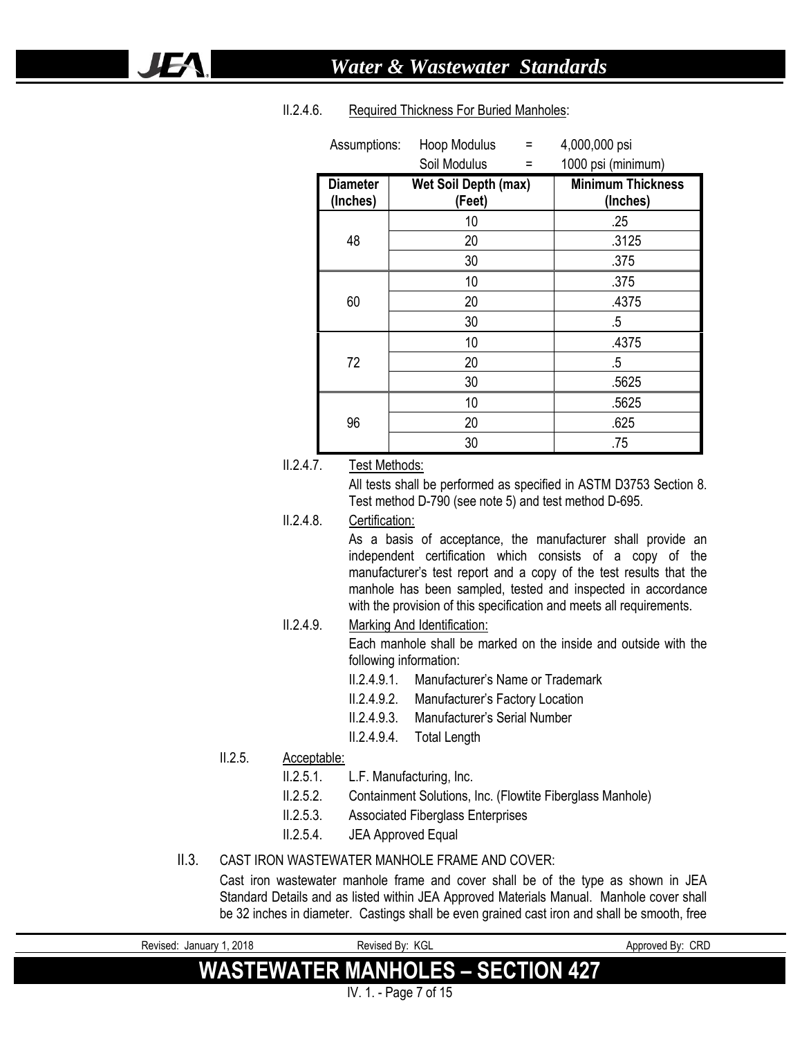II.2.4.6. Required Thickness For Buried Manholes:

Assumptions: Hoop Modulus = 4,000,000 psi
Soil Modulus = 1000 psi (minimum)

| Diameter (Inches) | Wet Soil Depth (max) (Feet) | Minimum Thickness (Inches) |
|---|---|---|
| 48 | 10 | .25 |
| | 20 | .3125 |
| | 30 | .375 |
| 60 | 10 | .375 |
| | 20 | .4375 |
| | 30 | .5 |
| 72 | 10 | .4375 |
| | 20 | .5 |
| | 30 | .5625 |
| 96 | 10 | .5625 |
| | 20 | .625 |
| | 30 | .75 |

II.2.4.7. Test Methods:

All tests shall be performed as specified in ASTM D3753 Section 8. Test method D-790 (see note 5) and test method D-695.

II.2.4.8. Certification:

As a basis of acceptance, the manufacturer shall provide an independent certification which consists of a copy of the manufacturer's test report and a copy of the test results that the manhole has been sampled, tested and inspected in accordance with the provision of this specification and meets all requirements.

II.2.4.9. Marking And Identification:

Each manhole shall be marked on the inside and outside with the following information:

- II.2.4.9.1. Manufacturer's Name or Trademark
- II.2.4.9.2. Manufacturer's Factory Location
- II.2.4.9.3. Manufacturer's Serial Number
- II.2.4.9.4. Total Length

II.2.5. Acceptable:

- II.2.5.1. L.F. Manufacturing, Inc.
- II.2.5.2. Containment Solutions, Inc. (Flowtite Fiberglass Manhole)
- II.2.5.3. Associated Fiberglass Enterprises
- II.2.5.4. JEA Approved Equal

II.3. CAST IRON WASTEWATER MANHOLE FRAME AND COVER:

Cast iron wastewater manhole frame and cover shall be of the type as shown in JEA Standard Details and as listed within JEA Approved Materials Manual. Manhole cover shall be 32 inches in diameter. Castings shall be even grained cast iron and shall be smooth, free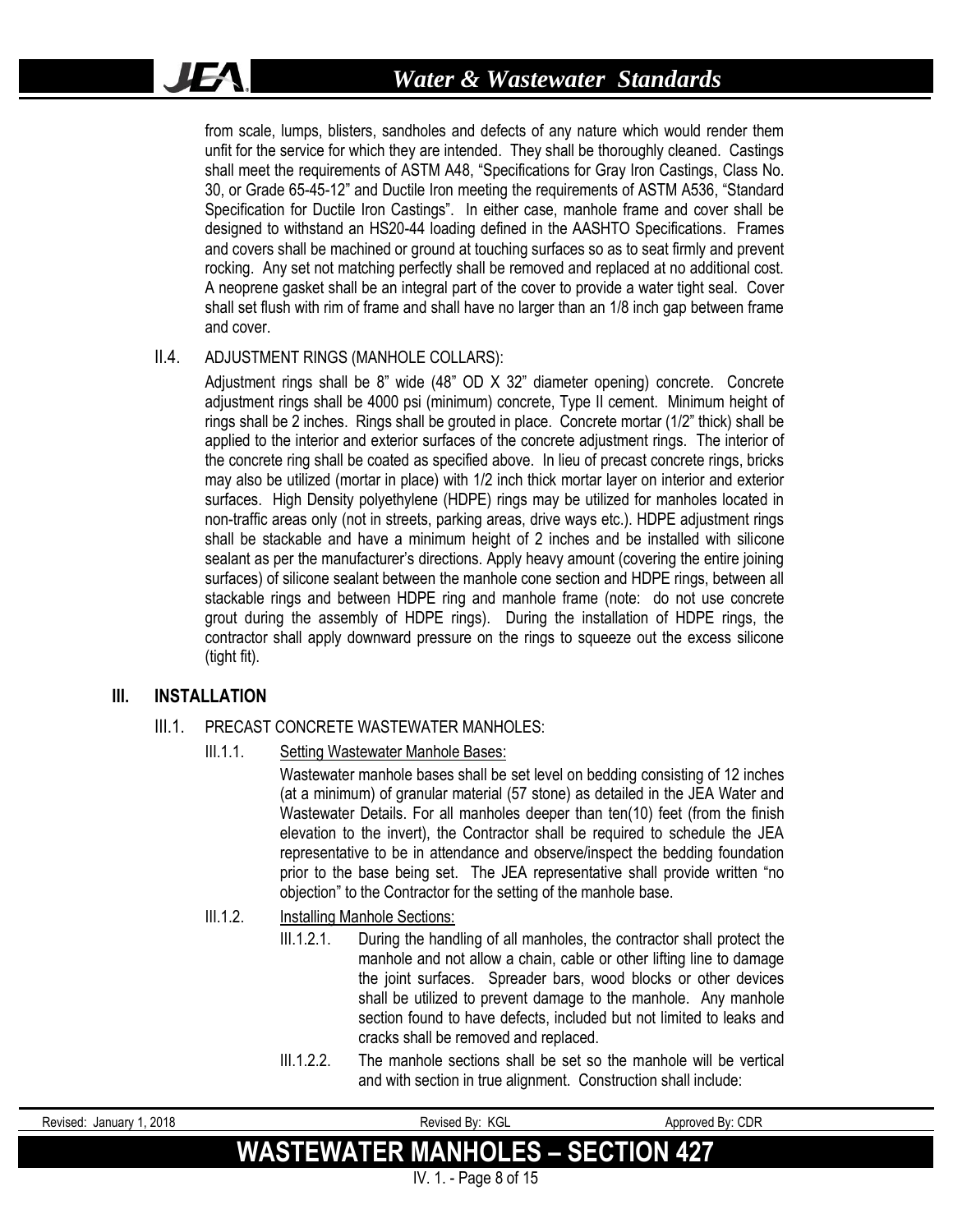from scale, lumps, blisters, sandholes and defects of any nature which would render them unfit for the service for which they are intended. They shall be thoroughly cleaned. Castings shall meet the requirements of ASTM A48, "Specifications for Gray Iron Castings, Class No. 30, or Grade 65-45-12" and Ductile Iron meeting the requirements of ASTM A536, "Standard Specification for Ductile Iron Castings". In either case, manhole frame and cover shall be designed to withstand an HS20-44 loading defined in the AASHTO Specifications. Frames and covers shall be machined or ground at touching surfaces so as to seat firmly and prevent rocking. Any set not matching perfectly shall be removed and replaced at no additional cost. A neoprene gasket shall be an integral part of the cover to provide a water tight seal. Cover shall set flush with rim of frame and shall have no larger than an 1/8 inch gap between frame and cover.

II.4. ADJUSTMENT RINGS (MANHOLE COLLARS):

Adjustment rings shall be 8" wide (48" OD X 32" diameter opening) concrete. Concrete adjustment rings shall be 4000 psi (minimum) concrete, Type II cement. Minimum height of rings shall be 2 inches. Rings shall be grouted in place. Concrete mortar (1/2" thick) shall be applied to the interior and exterior surfaces of the concrete adjustment rings. The interior of the concrete ring shall be coated as specified above. In lieu of precast concrete rings, bricks may also be utilized (mortar in place) with 1/2 inch thick mortar layer on interior and exterior surfaces. High Density polyethylene (HDPE) rings may be utilized for manholes located in non-traffic areas only (not in streets, parking areas, drive ways etc.). HDPE adjustment rings shall be stackable and have a minimum height of 2 inches and be installed with silicone sealant as per the manufacturer's directions. Apply heavy amount (covering the entire joining surfaces) of silicone sealant between the manhole cone section and HDPE rings, between all stackable rings and between HDPE ring and manhole frame (note: do not use concrete grout during the assembly of HDPE rings). During the installation of HDPE rings, the contractor shall apply downward pressure on the rings to squeeze out the excess silicone (tight fit).

## III. INSTALLATION

III.1. PRECAST CONCRETE WASTEWATER MANHOLES:

III.1.1. Setting Wastewater Manhole Bases:

Wastewater manhole bases shall be set level on bedding consisting of 12 inches (at a minimum) of granular material (57 stone) as detailed in the JEA Water and Wastewater Details. For all manholes deeper than ten(10) feet (from the finish elevation to the invert), the Contractor shall be required to schedule the JEA representative to be in attendance and observe/inspect the bedding foundation prior to the base being set. The JEA representative shall provide written "no objection" to the Contractor for the setting of the manhole base.

III.1.2. Installing Manhole Sections:

III.1.2.1. During the handling of all manholes, the contractor shall protect the manhole and not allow a chain, cable or other lifting line to damage the joint surfaces. Spreader bars, wood blocks or other devices shall be utilized to prevent damage to the manhole. Any manhole section found to have defects, included but not limited to leaks and cracks shall be removed and replaced.

III.1.2.2. The manhole sections shall be set so the manhole will be vertical and with section in true alignment. Construction shall include: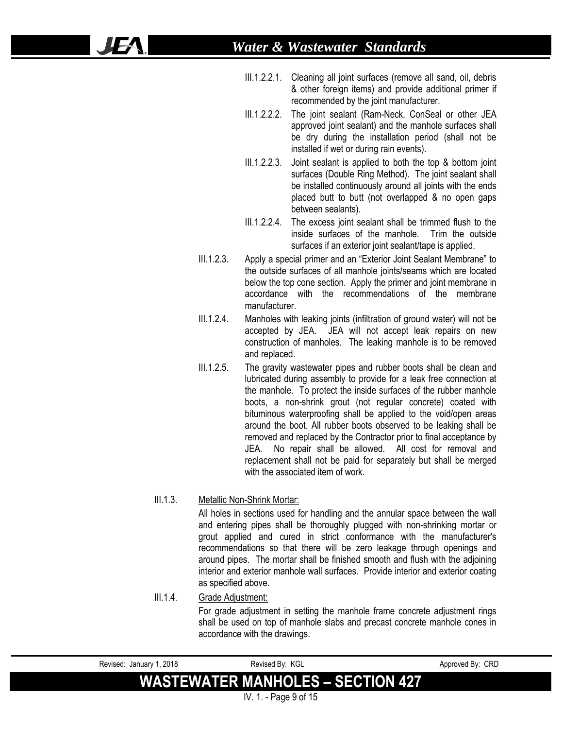III.1.2.2.1. Cleaning all joint surfaces (remove all sand, oil, debris & other foreign items) and provide additional primer if recommended by the joint manufacturer.

III.1.2.2.2. The joint sealant (Ram-Neck, ConSeal or other JEA approved joint sealant) and the manhole surfaces shall be dry during the installation period (shall not be installed if wet or during rain events).

III.1.2.2.3. Joint sealant is applied to both the top & bottom joint surfaces (Double Ring Method). The joint sealant shall be installed continuously around all joints with the ends placed butt to butt (not overlapped & no open gaps between sealants).

III.1.2.2.4. The excess joint sealant shall be trimmed flush to the inside surfaces of the manhole. Trim the outside surfaces if an exterior joint sealant/tape is applied.

III.1.2.3. Apply a special primer and an "Exterior Joint Sealant Membrane" to the outside surfaces of all manhole joints/seams which are located below the top cone section. Apply the primer and joint membrane in accordance with the recommendations of the membrane manufacturer.

III.1.2.4. Manholes with leaking joints (infiltration of ground water) will not be accepted by JEA. JEA will not accept leak repairs on new construction of manholes. The leaking manhole is to be removed and replaced.

III.1.2.5. The gravity wastewater pipes and rubber boots shall be clean and lubricated during assembly to provide for a leak free connection at the manhole. To protect the inside surfaces of the rubber manhole boots, a non-shrink grout (not regular concrete) coated with bituminous waterproofing shall be applied to the void/open areas around the boot. All rubber boots observed to be leaking shall be removed and replaced by the Contractor prior to final acceptance by JEA. No repair shall be allowed. All cost for removal and replacement shall not be paid for separately but shall be merged with the associated item of work.

III.1.3. Metallic Non-Shrink Mortar:

All holes in sections used for handling and the annular space between the wall and entering pipes shall be thoroughly plugged with non-shrinking mortar or grout applied and cured in strict conformance with the manufacturer's recommendations so that there will be zero leakage through openings and around pipes. The mortar shall be finished smooth and flush with the adjoining interior and exterior manhole wall surfaces. Provide interior and exterior coating as specified above.

III.1.4. Grade Adjustment:

For grade adjustment in setting the manhole frame concrete adjustment rings shall be used on top of manhole slabs and precast concrete manhole cones in accordance with the drawings.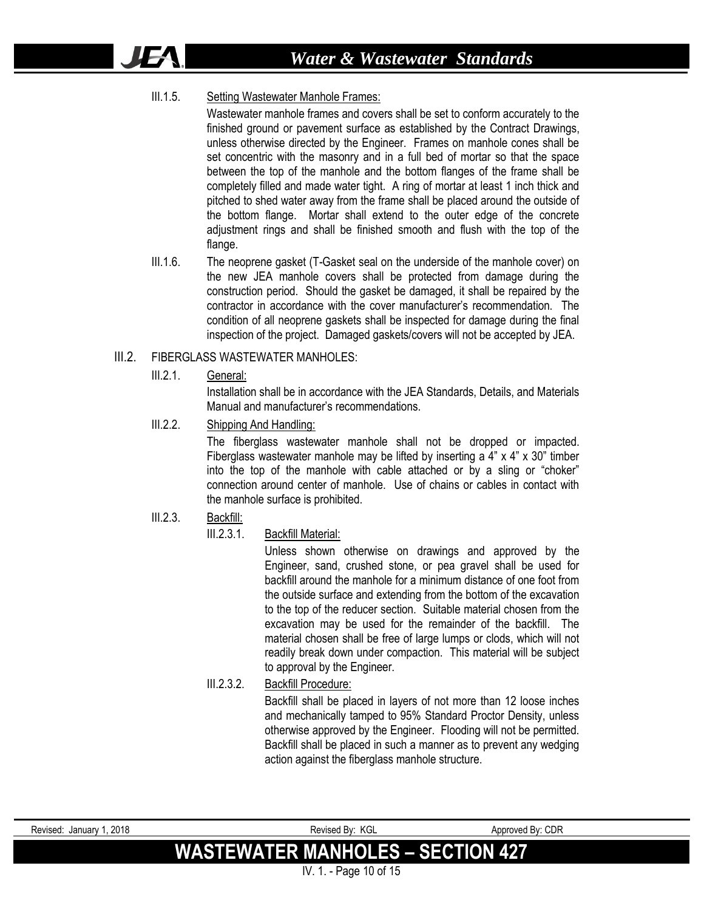III.1.5. Setting Wastewater Manhole Frames:

Wastewater manhole frames and covers shall be set to conform accurately to the finished ground or pavement surface as established by the Contract Drawings, unless otherwise directed by the Engineer. Frames on manhole cones shall be set concentric with the masonry and in a full bed of mortar so that the space between the top of the manhole and the bottom flanges of the frame shall be completely filled and made water tight. A ring of mortar at least 1 inch thick and pitched to shed water away from the frame shall be placed around the outside of the bottom flange. Mortar shall extend to the outer edge of the concrete adjustment rings and shall be finished smooth and flush with the top of the flange.

III.1.6. The neoprene gasket (T-Gasket seal on the underside of the manhole cover) on the new JEA manhole covers shall be protected from damage during the construction period. Should the gasket be damaged, it shall be repaired by the contractor in accordance with the cover manufacturer's recommendation. The condition of all neoprene gaskets shall be inspected for damage during the final inspection of the project. Damaged gaskets/covers will not be accepted by JEA.

## III.2. FIBERGLASS WASTEWATER MANHOLES:

III.2.1. General:

Installation shall be in accordance with the JEA Standards, Details, and Materials Manual and manufacturer's recommendations.

III.2.2. Shipping And Handling:

The fiberglass wastewater manhole shall not be dropped or impacted. Fiberglass wastewater manhole may be lifted by inserting a 4" x 4" x 30" timber into the top of the manhole with cable attached or by a sling or "choker" connection around center of manhole. Use of chains or cables in contact with the manhole surface is prohibited.

III.2.3. Backfill:

III.2.3.1. Backfill Material:

Unless shown otherwise on drawings and approved by the Engineer, sand, crushed stone, or pea gravel shall be used for backfill around the manhole for a minimum distance of one foot from the outside surface and extending from the bottom of the excavation to the top of the reducer section. Suitable material chosen from the excavation may be used for the remainder of the backfill. The material chosen shall be free of large lumps or clods, which will not readily break down under compaction. This material will be subject to approval by the Engineer.

III.2.3.2. Backfill Procedure:

Backfill shall be placed in layers of not more than 12 loose inches and mechanically tamped to 95% Standard Proctor Density, unless otherwise approved by the Engineer. Flooding will not be permitted. Backfill shall be placed in such a manner as to prevent any wedging action against the fiberglass manhole structure.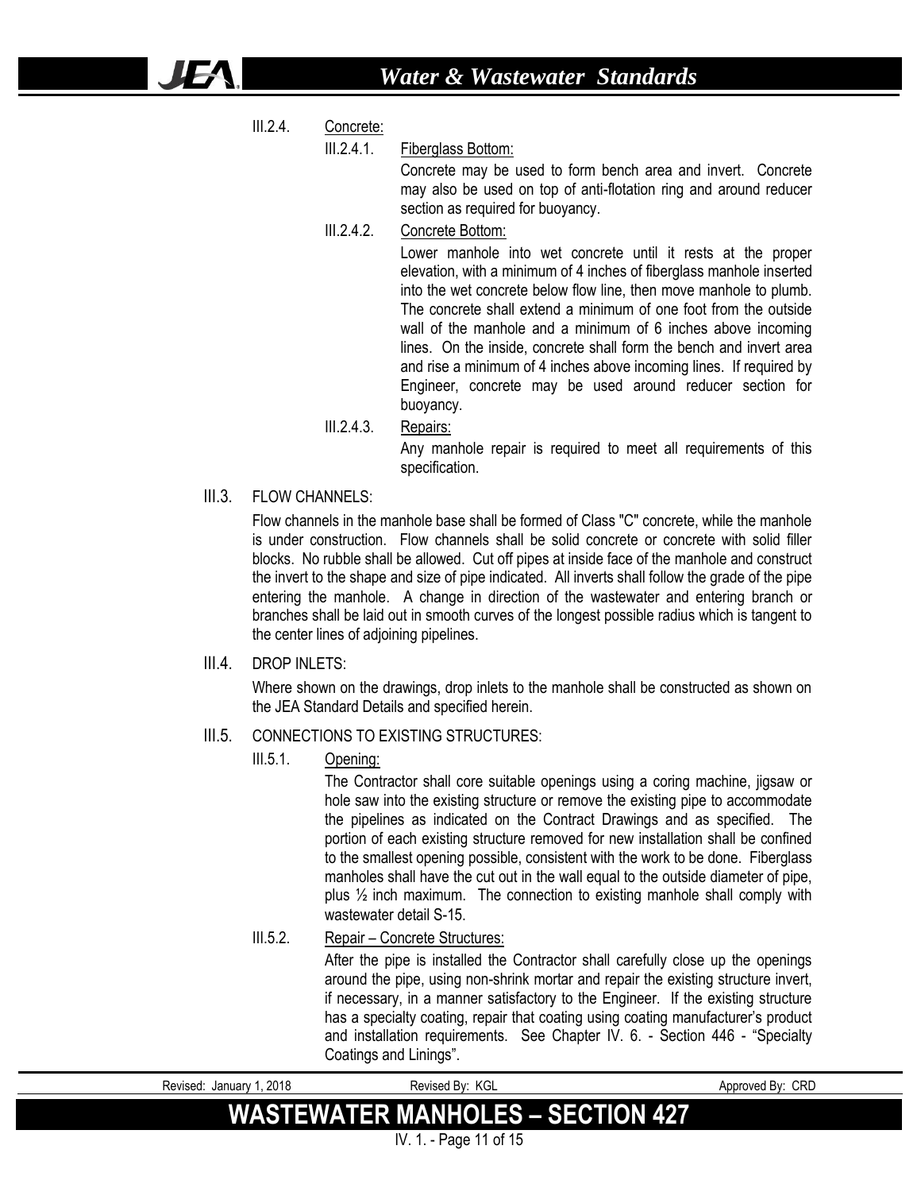III.2.4. Concrete:

III.2.4.1. Fiberglass Bottom:

Concrete may be used to form bench area and invert. Concrete may also be used on top of anti-flotation ring and around reducer section as required for buoyancy.

III.2.4.2. Concrete Bottom:

Lower manhole into wet concrete until it rests at the proper elevation, with a minimum of 4 inches of fiberglass manhole inserted into the wet concrete below flow line, then move manhole to plumb. The concrete shall extend a minimum of one foot from the outside wall of the manhole and a minimum of 6 inches above incoming lines. On the inside, concrete shall form the bench and invert area and rise a minimum of 4 inches above incoming lines. If required by Engineer, concrete may be used around reducer section for buoyancy.

III.2.4.3. Repairs:

Any manhole repair is required to meet all requirements of this specification.

## III.3. FLOW CHANNELS:

Flow channels in the manhole base shall be formed of Class "C" concrete, while the manhole is under construction. Flow channels shall be solid concrete or concrete with solid filler blocks. No rubble shall be allowed. Cut off pipes at inside face of the manhole and construct the invert to the shape and size of pipe indicated. All inverts shall follow the grade of the pipe entering the manhole. A change in direction of the wastewater and entering branch or branches shall be laid out in smooth curves of the longest possible radius which is tangent to the center lines of adjoining pipelines.

## III.4. DROP INLETS:

Where shown on the drawings, drop inlets to the manhole shall be constructed as shown on the JEA Standard Details and specified herein.

## III.5. CONNECTIONS TO EXISTING STRUCTURES:

III.5.1. Opening:

The Contractor shall core suitable openings using a coring machine, jigsaw or hole saw into the existing structure or remove the existing pipe to accommodate the pipelines as indicated on the Contract Drawings and as specified. The portion of each existing structure removed for new installation shall be confined to the smallest opening possible, consistent with the work to be done. Fiberglass manholes shall have the cut out in the wall equal to the outside diameter of pipe, plus ½ inch maximum. The connection to existing manhole shall comply with wastewater detail S-15.

III.5.2. Repair – Concrete Structures:

After the pipe is installed the Contractor shall carefully close up the openings around the pipe, using non-shrink mortar and repair the existing structure invert, if necessary, in a manner satisfactory to the Engineer. If the existing structure has a specialty coating, repair that coating using coating manufacturer's product and installation requirements. See Chapter IV. 6. - Section 446 - "Specialty Coatings and Linings".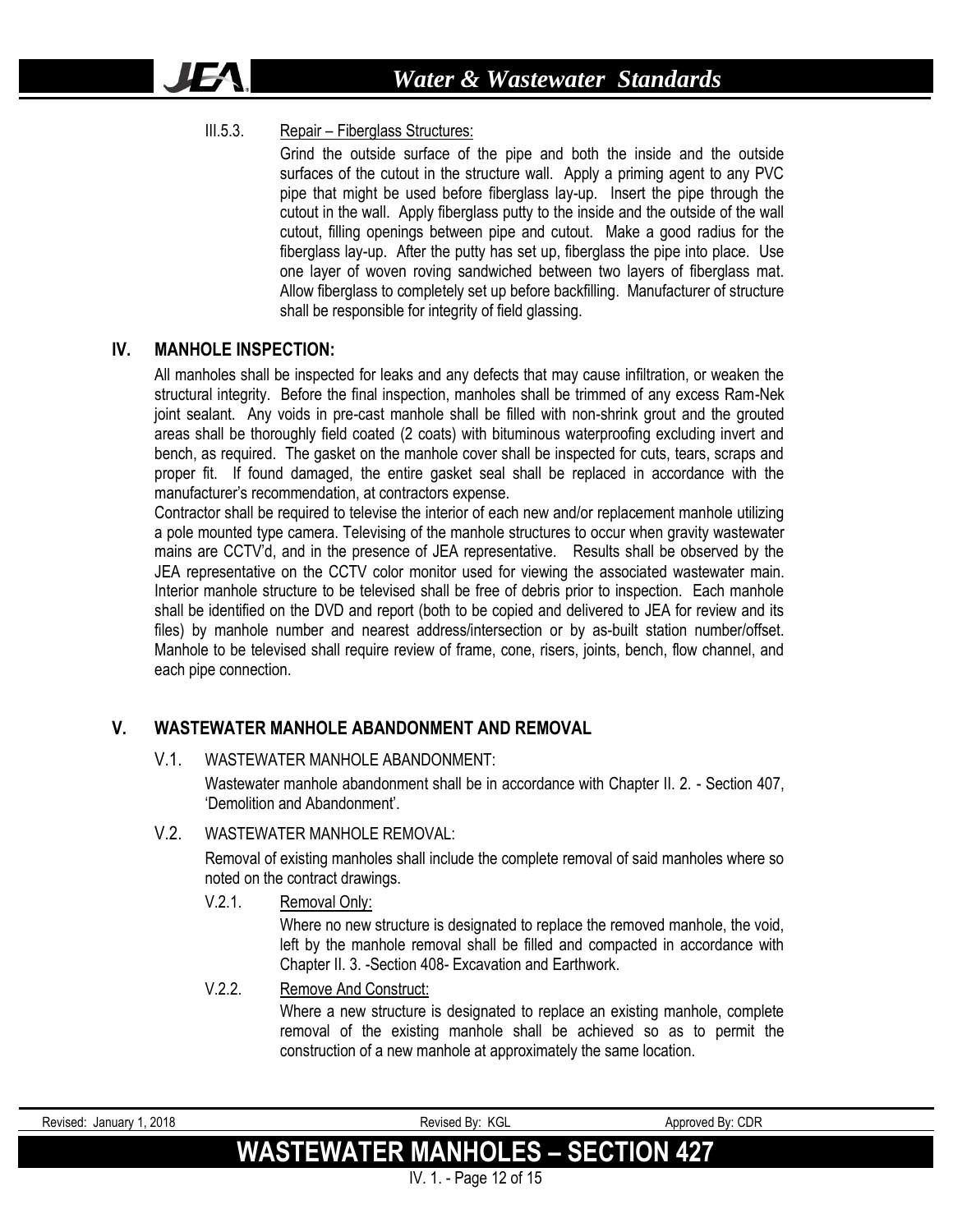#### III.5.3. Repair – Fiberglass Structures:

Grind the outside surface of the pipe and both the inside and the outside surfaces of the cutout in the structure wall. Apply a priming agent to any PVC pipe that might be used before fiberglass lay-up. Insert the pipe through the cutout in the wall. Apply fiberglass putty to the inside and the outside of the wall cutout, filling openings between pipe and cutout. Make a good radius for the fiberglass lay-up. After the putty has set up, fiberglass the pipe into place. Use one layer of woven roving sandwiched between two layers of fiberglass mat. Allow fiberglass to completely set up before backfilling. Manufacturer of structure shall be responsible for integrity of field glassing.

## IV. MANHOLE INSPECTION:

All manholes shall be inspected for leaks and any defects that may cause infiltration, or weaken the structural integrity. Before the final inspection, manholes shall be trimmed of any excess Ram-Nek joint sealant. Any voids in pre-cast manhole shall be filled with non-shrink grout and the grouted areas shall be thoroughly field coated (2 coats) with bituminous waterproofing excluding invert and bench, as required. The gasket on the manhole cover shall be inspected for cuts, tears, scraps and proper fit. If found damaged, the entire gasket seal shall be replaced in accordance with the manufacturer's recommendation, at contractors expense.

Contractor shall be required to televise the interior of each new and/or replacement manhole utilizing a pole mounted type camera. Televising of the manhole structures to occur when gravity wastewater mains are CCTV'd, and in the presence of JEA representative. Results shall be observed by the JEA representative on the CCTV color monitor used for viewing the associated wastewater main. Interior manhole structure to be televised shall be free of debris prior to inspection. Each manhole shall be identified on the DVD and report (both to be copied and delivered to JEA for review and its files) by manhole number and nearest address/intersection or by as-built station number/offset. Manhole to be televised shall require review of frame, cone, risers, joints, bench, flow channel, and each pipe connection.

## V. WASTEWATER MANHOLE ABANDONMENT AND REMOVAL

### V.1. WASTEWATER MANHOLE ABANDONMENT:

Wastewater manhole abandonment shall be in accordance with Chapter II. 2. - Section 407, 'Demolition and Abandonment'.

### V.2. WASTEWATER MANHOLE REMOVAL:

Removal of existing manholes shall include the complete removal of said manholes where so noted on the contract drawings.

#### V.2.1. Removal Only:

Where no new structure is designated to replace the removed manhole, the void, left by the manhole removal shall be filled and compacted in accordance with Chapter II. 3. -Section 408- Excavation and Earthwork.

#### V.2.2. Remove And Construct:

Where a new structure is designated to replace an existing manhole, complete removal of the existing manhole shall be achieved so as to permit the construction of a new manhole at approximately the same location.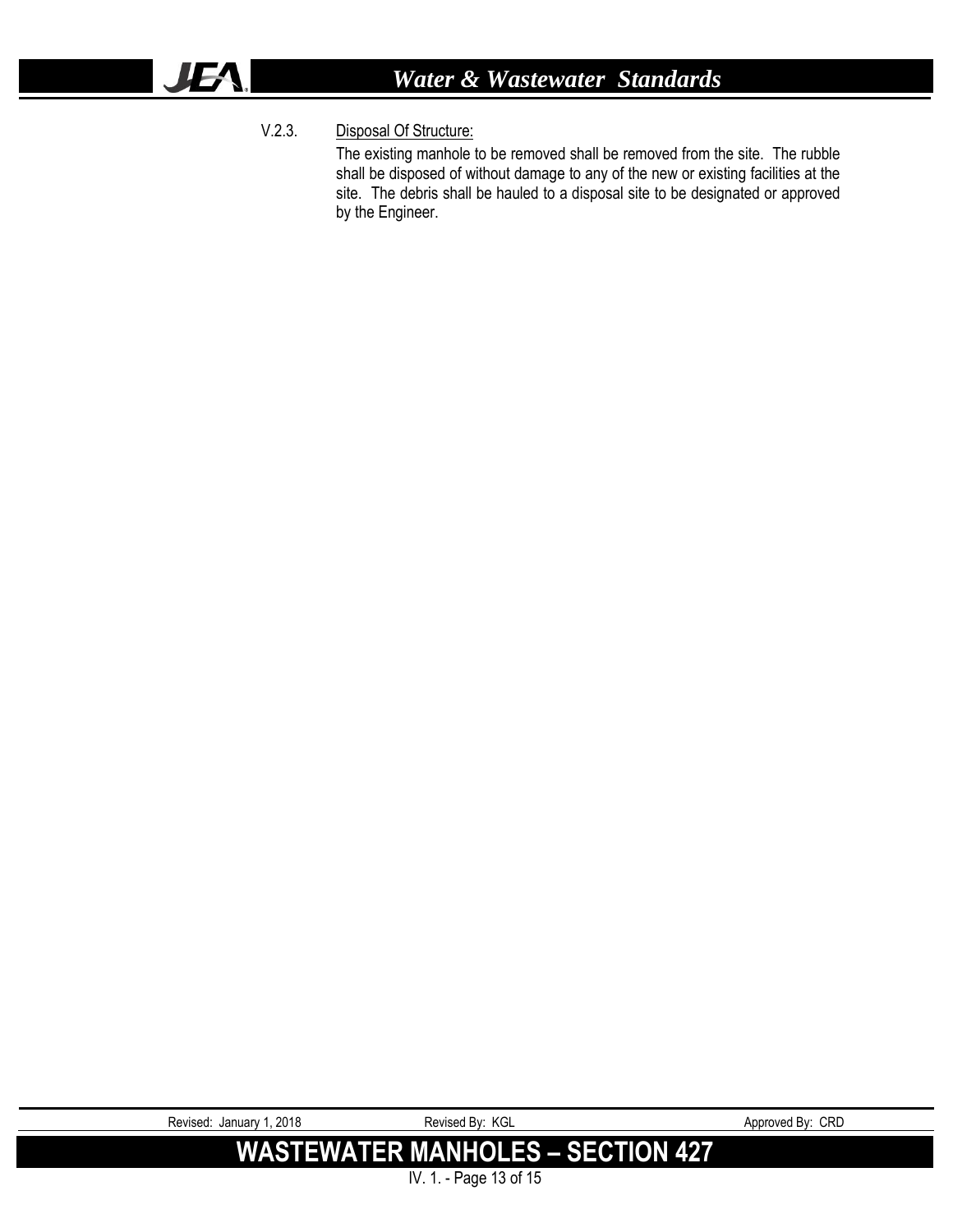V.2.3. Disposal Of Structure:

The existing manhole to be removed shall be removed from the site. The rubble shall be disposed of without damage to any of the new or existing facilities at the site. The debris shall be hauled to a disposal site to be designated or approved by the Engineer.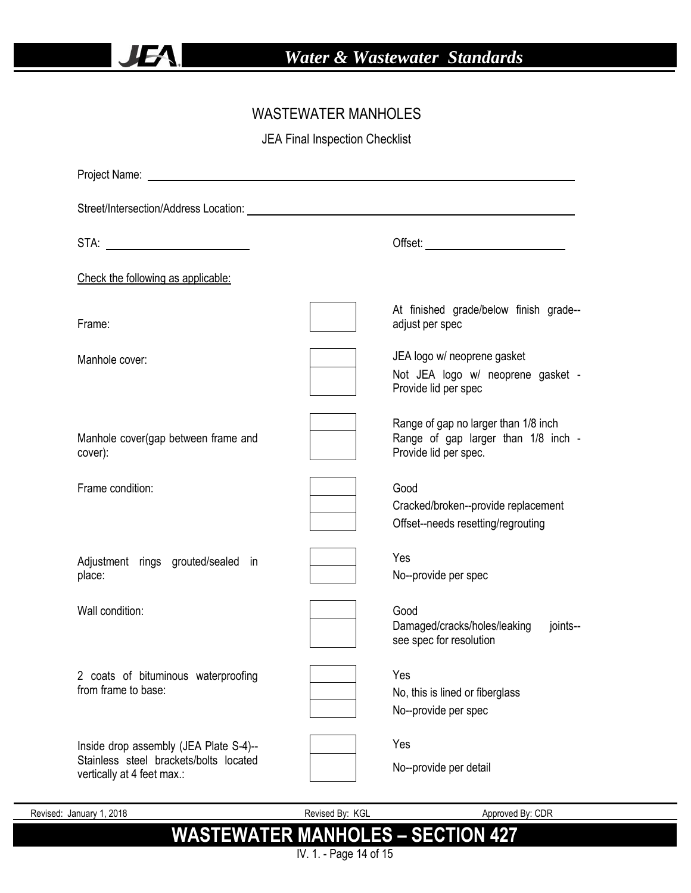# WASTEWATER MANHOLES

JEA Final Inspection Checklist

Project Name: ______________________________

Street/Intersection/Address Location: ______________________________

STA: ______________________ Offset: ______________________

Check the following as applicable:

| Item | Check | Condition |
|---|---|---|
| Frame: | ☐ | At finished grade/below finish grade--adjust per spec |
| Manhole cover: | ☐ | JEA logo w/ neoprene gasket |
| | ☐ | Not JEA logo w/ neoprene gasket - Provide lid per spec |
| Manhole cover(gap between frame and cover): | ☐ | Range of gap no larger than 1/8 inch |
| | ☐ | Range of gap larger than 1/8 inch - Provide lid per spec. |
| Frame condition: | ☐ | Good |
| | ☐ | Cracked/broken--provide replacement |
| | ☐ | Offset--needs resetting/regrouting |
| Adjustment rings grouted/sealed in place: | ☐ | Yes |
| | ☐ | No--provide per spec |
| Wall condition: | ☐ | Good |
| | ☐ | Damaged/cracks/holes/leaking joints--see spec for resolution |
| 2 coats of bituminous waterproofing from frame to base: | ☐ | Yes |
| | ☐ | No, this is lined or fiberglass |
| | ☐ | No--provide per spec |
| Inside drop assembly (JEA Plate S-4)--Stainless steel brackets/bolts located vertically at 4 feet max.: | ☐ | Yes |
| | ☐ | No--provide per detail |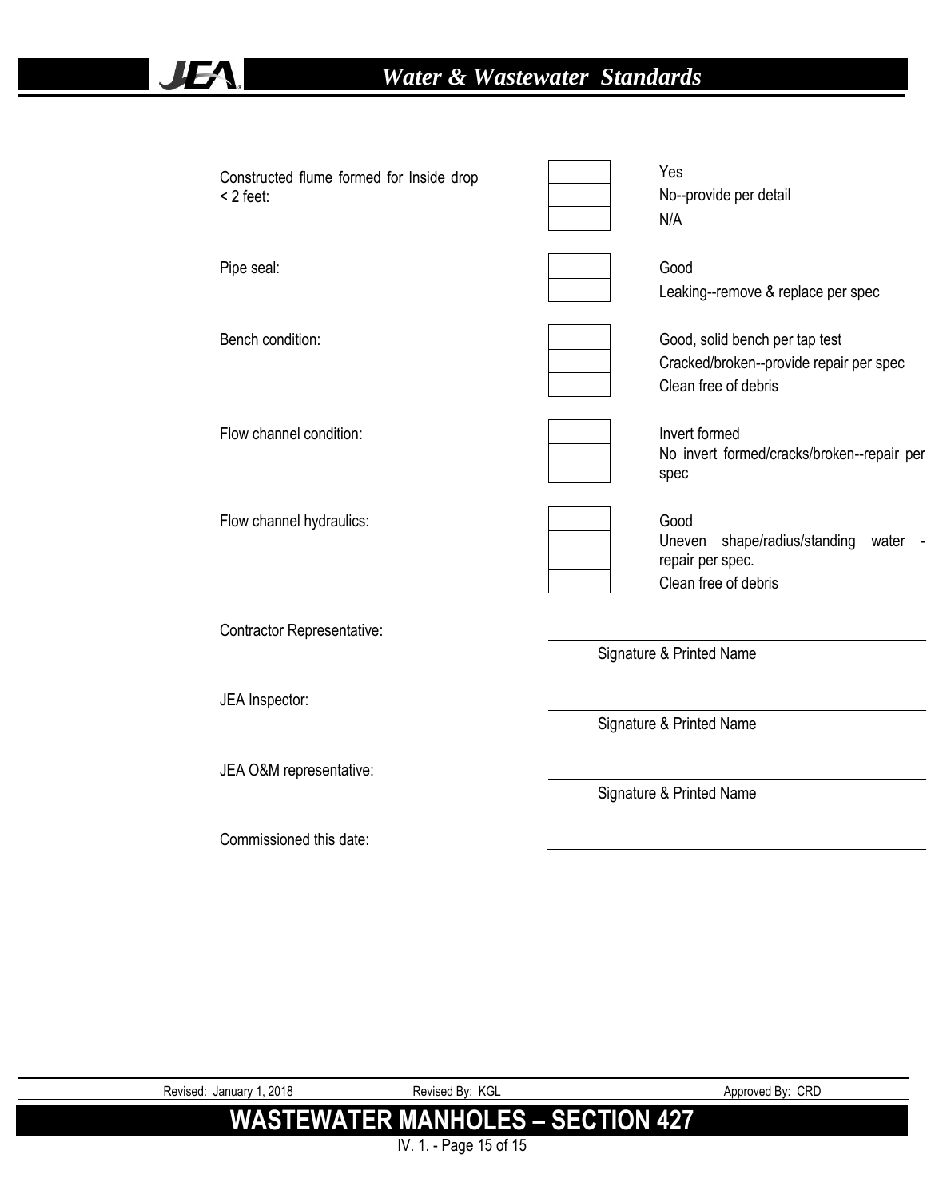| | | |
|---|---|---|
| Constructed flume formed for Inside drop < 2 feet: | | Yes |
| | | No--provide per detail |
| | | N/A |
| Pipe seal: | | Good |
| | | Leaking--remove & replace per spec |
| Bench condition: | | Good, solid bench per tap test |
| | | Cracked/broken--provide repair per spec |
| | | Clean free of debris |
| Flow channel condition: | | Invert formed |
| | | No invert formed/cracks/broken--repair per spec |
| Flow channel hydraulics: | | Good |
| | | Uneven shape/radius/standing water - repair per spec. |
| | | Clean free of debris |

Contractor Representative: ______________________________
Signature & Printed Name

JEA Inspector: ______________________________
Signature & Printed Name

JEA O&M representative: ______________________________
Signature & Printed Name

Commissioned this date: ______________________________